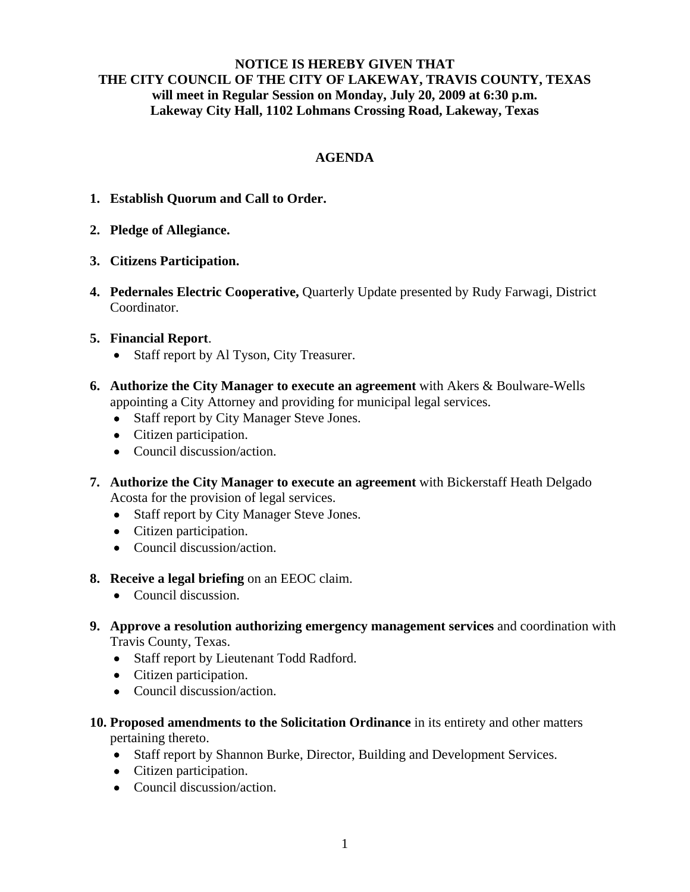**NOTICE IS HEREBY GIVEN THAT**
**THE CITY COUNCIL OF THE CITY OF LAKEWAY, TRAVIS COUNTY, TEXAS**
**will meet in Regular Session on Monday, July 20, 2009 at 6:30 p.m.**
**Lakeway City Hall, 1102 Lohmans Crossing Road, Lakeway, Texas**

## AGENDA

1. **Establish Quorum and Call to Order.**

2. **Pledge of Allegiance.**

3. **Citizens Participation.**

4. **Pedernales Electric Cooperative,** Quarterly Update presented by Rudy Farwagi, District Coordinator.

5. **Financial Report**.
   - Staff report by Al Tyson, City Treasurer.

6. **Authorize the City Manager to execute an agreement** with Akers & Boulware-Wells appointing a City Attorney and providing for municipal legal services.
   - Staff report by City Manager Steve Jones.
   - Citizen participation.
   - Council discussion/action.

7. **Authorize the City Manager to execute an agreement** with Bickerstaff Heath Delgado Acosta for the provision of legal services.
   - Staff report by City Manager Steve Jones.
   - Citizen participation.
   - Council discussion/action.

8. **Receive a legal briefing** on an EEOC claim.
   - Council discussion.

9. **Approve a resolution authorizing emergency management services** and coordination with Travis County, Texas.
   - Staff report by Lieutenant Todd Radford.
   - Citizen participation.
   - Council discussion/action.

10. **Proposed amendments to the Solicitation Ordinance** in its entirety and other matters pertaining thereto.
    - Staff report by Shannon Burke, Director, Building and Development Services.
    - Citizen participation.
    - Council discussion/action.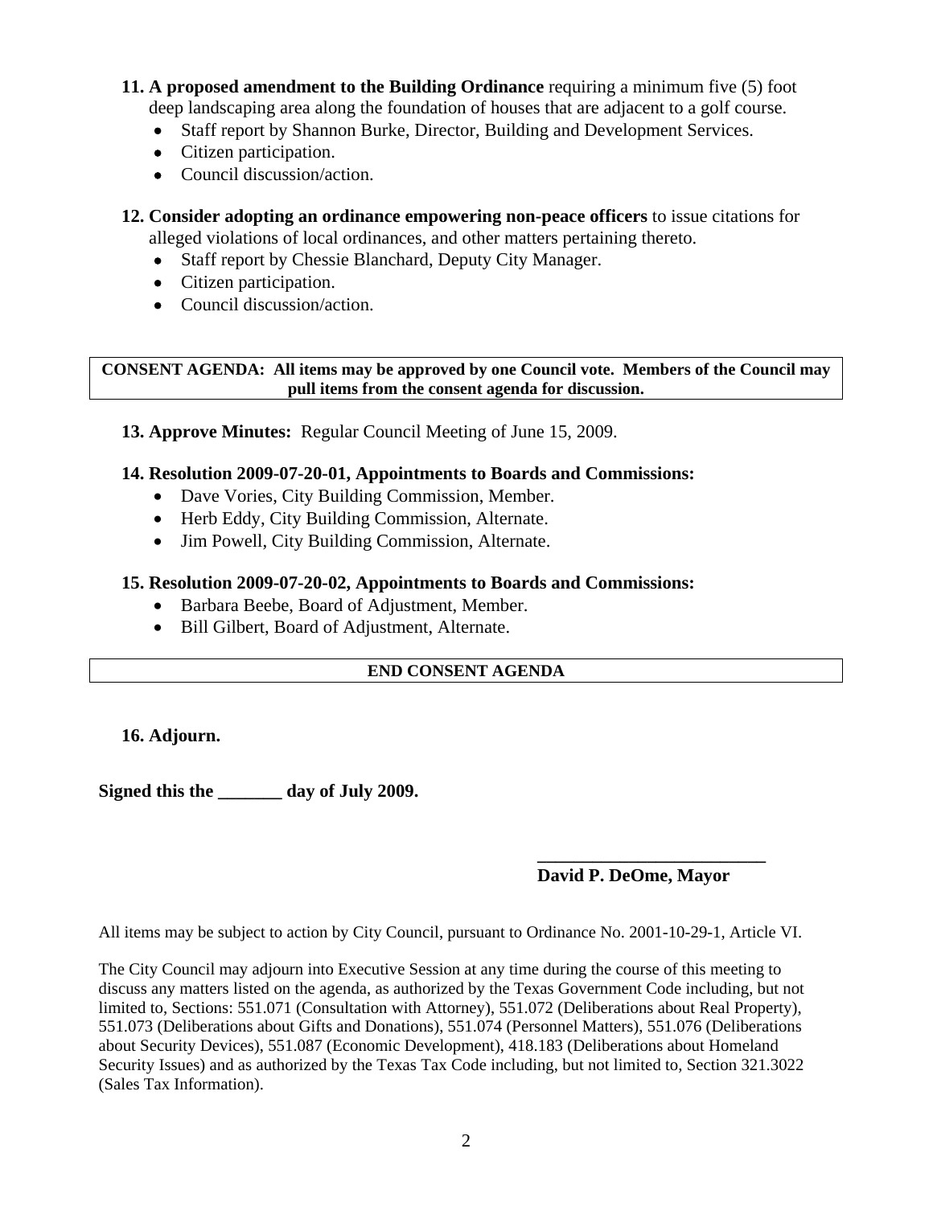**11. A proposed amendment to the Building Ordinance** requiring a minimum five (5) foot deep landscaping area along the foundation of houses that are adjacent to a golf course.

- Staff report by Shannon Burke, Director, Building and Development Services.
- Citizen participation.
- Council discussion/action.

**12. Consider adopting an ordinance empowering non-peace officers** to issue citations for alleged violations of local ordinances, and other matters pertaining thereto.

- Staff report by Chessie Blanchard, Deputy City Manager.
- Citizen participation.
- Council discussion/action.

**CONSENT AGENDA: All items may be approved by one Council vote. Members of the Council may pull items from the consent agenda for discussion.**

**13. Approve Minutes:** Regular Council Meeting of June 15, 2009.

**14. Resolution 2009-07-20-01, Appointments to Boards and Commissions:**

- Dave Vories, City Building Commission, Member.
- Herb Eddy, City Building Commission, Alternate.
- Jim Powell, City Building Commission, Alternate.

**15. Resolution 2009-07-20-02, Appointments to Boards and Commissions:**

- Barbara Beebe, Board of Adjustment, Member.
- Bill Gilbert, Board of Adjustment, Alternate.

**END CONSENT AGENDA**

**16. Adjourn.**

**Signed this the _______ day of July 2009.**

_________________________
**David P. DeOme, Mayor**

All items may be subject to action by City Council, pursuant to Ordinance No. 2001-10-29-1, Article VI.

The City Council may adjourn into Executive Session at any time during the course of this meeting to discuss any matters listed on the agenda, as authorized by the Texas Government Code including, but not limited to, Sections: 551.071 (Consultation with Attorney), 551.072 (Deliberations about Real Property), 551.073 (Deliberations about Gifts and Donations), 551.074 (Personnel Matters), 551.076 (Deliberations about Security Devices), 551.087 (Economic Development), 418.183 (Deliberations about Homeland Security Issues) and as authorized by the Texas Tax Code including, but not limited to, Section 321.3022 (Sales Tax Information).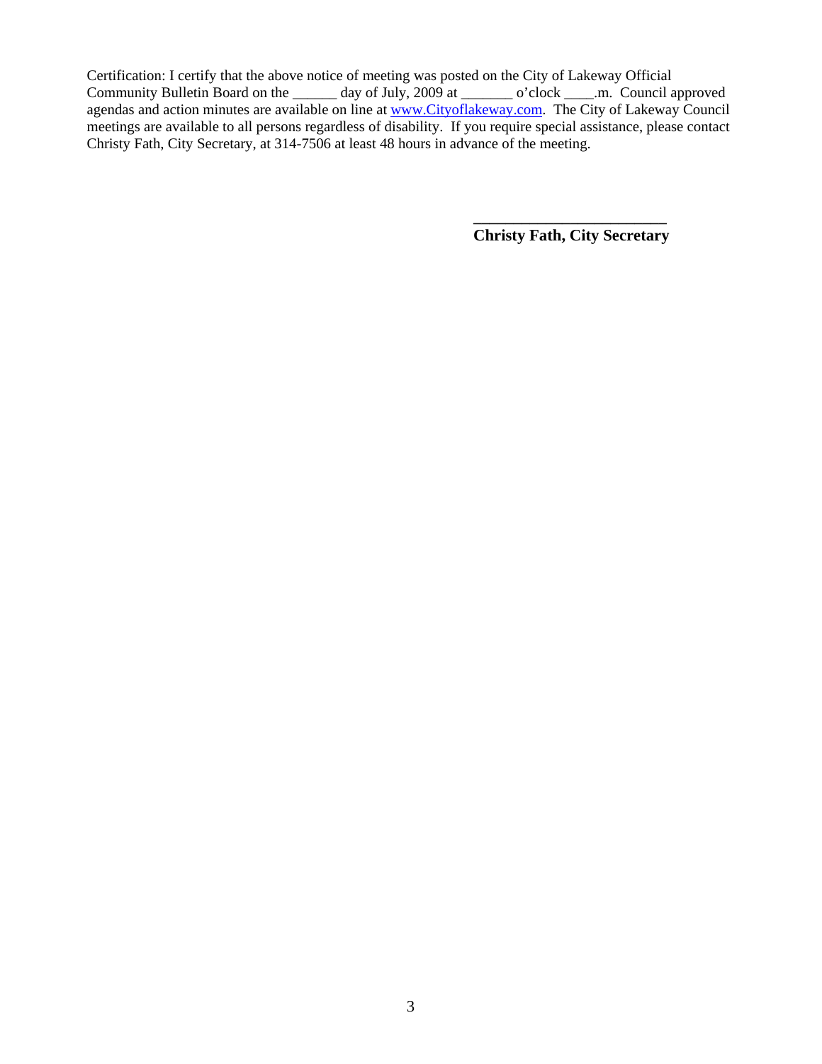Certification: I certify that the above notice of meeting was posted on the City of Lakeway Official Community Bulletin Board on the ______ day of July, 2009 at _______ o'clock ____.m. Council approved agendas and action minutes are available on line at www.Cityoflakeway.com. The City of Lakeway Council meetings are available to all persons regardless of disability. If you require special assistance, please contact Christy Fath, City Secretary, at 314-7506 at least 48 hours in advance of the meeting.

**________________________**

**Christy Fath, City Secretary**